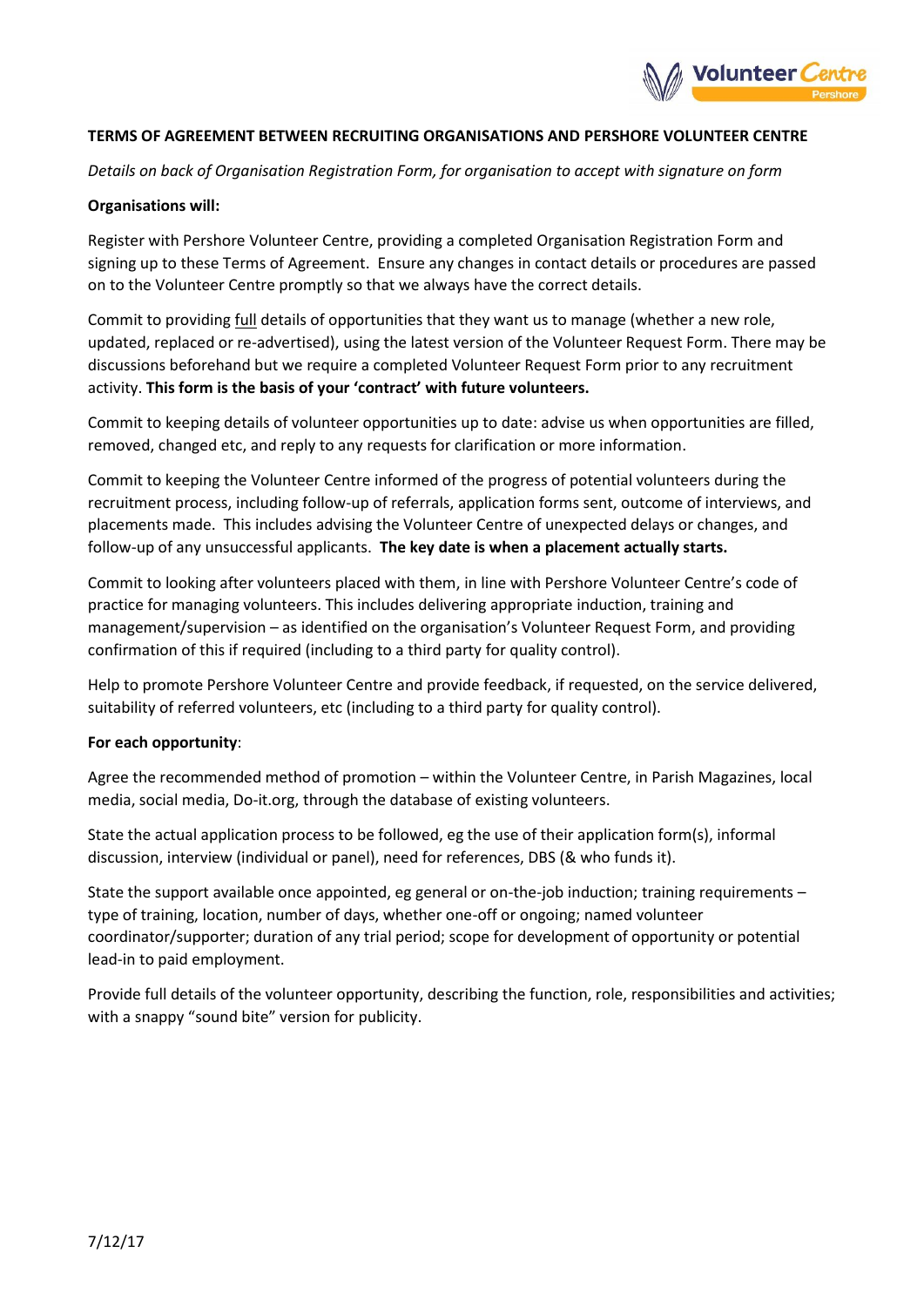**TERMS OF AGREEMENT BETWEEN RECRUITING ORGANISATIONS AND PERSHORE VOLUNTEER CENTRE**

*Details on back of Organisation Registration Form, for organisation to accept with signature on form*

**Organisations will:**

Register with Pershore Volunteer Centre, providing a completed Organisation Registration Form and signing up to these Terms of Agreement. Ensure any changes in contact details or procedures are passed on to the Volunteer Centre promptly so that we always have the correct details.

Commit to providing full details of opportunities that they want us to manage (whether a new role, updated, replaced or re-advertised), using the latest version of the Volunteer Request Form. There may be discussions beforehand but we require a completed Volunteer Request Form prior to any recruitment activity. **This form is the basis of your 'contract' with future volunteers.**

Commit to keeping details of volunteer opportunities up to date: advise us when opportunities are filled, removed, changed etc, and reply to any requests for clarification or more information.

Commit to keeping the Volunteer Centre informed of the progress of potential volunteers during the recruitment process, including follow-up of referrals, application forms sent, outcome of interviews, and placements made. This includes advising the Volunteer Centre of unexpected delays or changes, and follow-up of any unsuccessful applicants. **The key date is when a placement actually starts.**

Commit to looking after volunteers placed with them, in line with Pershore Volunteer Centre's code of practice for managing volunteers. This includes delivering appropriate induction, training and management/supervision – as identified on the organisation's Volunteer Request Form, and providing confirmation of this if required (including to a third party for quality control).

Help to promote Pershore Volunteer Centre and provide feedback, if requested, on the service delivered, suitability of referred volunteers, etc (including to a third party for quality control).

**For each opportunity**:

Agree the recommended method of promotion – within the Volunteer Centre, in Parish Magazines, local media, social media, Do-it.org, through the database of existing volunteers.

State the actual application process to be followed, eg the use of their application form(s), informal discussion, interview (individual or panel), need for references, DBS (& who funds it).

State the support available once appointed, eg general or on-the-job induction; training requirements – type of training, location, number of days, whether one-off or ongoing; named volunteer coordinator/supporter; duration of any trial period; scope for development of opportunity or potential lead-in to paid employment.

Provide full details of the volunteer opportunity, describing the function, role, responsibilities and activities; with a snappy "sound bite" version for publicity.

7/12/17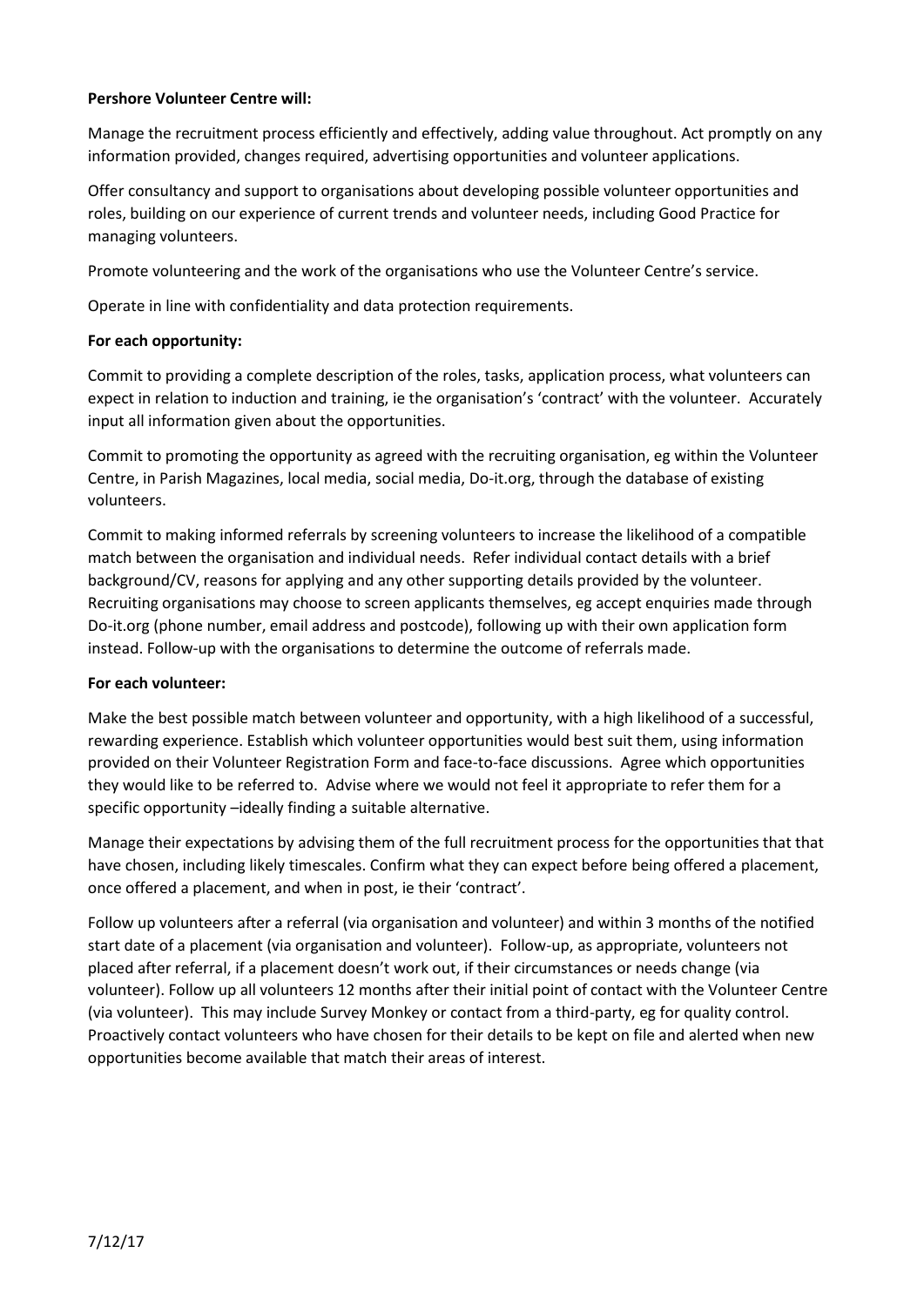**Pershore Volunteer Centre will:**

Manage the recruitment process efficiently and effectively, adding value throughout. Act promptly on any information provided, changes required, advertising opportunities and volunteer applications.

Offer consultancy and support to organisations about developing possible volunteer opportunities and roles, building on our experience of current trends and volunteer needs, including Good Practice for managing volunteers.

Promote volunteering and the work of the organisations who use the Volunteer Centre's service.

Operate in line with confidentiality and data protection requirements.

**For each opportunity:**

Commit to providing a complete description of the roles, tasks, application process, what volunteers can expect in relation to induction and training, ie the organisation's 'contract' with the volunteer. Accurately input all information given about the opportunities.

Commit to promoting the opportunity as agreed with the recruiting organisation, eg within the Volunteer Centre, in Parish Magazines, local media, social media, Do-it.org, through the database of existing volunteers.

Commit to making informed referrals by screening volunteers to increase the likelihood of a compatible match between the organisation and individual needs. Refer individual contact details with a brief background/CV, reasons for applying and any other supporting details provided by the volunteer. Recruiting organisations may choose to screen applicants themselves, eg accept enquiries made through Do-it.org (phone number, email address and postcode), following up with their own application form instead. Follow-up with the organisations to determine the outcome of referrals made.

**For each volunteer:**

Make the best possible match between volunteer and opportunity, with a high likelihood of a successful, rewarding experience. Establish which volunteer opportunities would best suit them, using information provided on their Volunteer Registration Form and face-to-face discussions. Agree which opportunities they would like to be referred to. Advise where we would not feel it appropriate to refer them for a specific opportunity –ideally finding a suitable alternative.

Manage their expectations by advising them of the full recruitment process for the opportunities that that have chosen, including likely timescales. Confirm what they can expect before being offered a placement, once offered a placement, and when in post, ie their 'contract'.

Follow up volunteers after a referral (via organisation and volunteer) and within 3 months of the notified start date of a placement (via organisation and volunteer). Follow-up, as appropriate, volunteers not placed after referral, if a placement doesn't work out, if their circumstances or needs change (via volunteer). Follow up all volunteers 12 months after their initial point of contact with the Volunteer Centre (via volunteer). This may include Survey Monkey or contact from a third-party, eg for quality control. Proactively contact volunteers who have chosen for their details to be kept on file and alerted when new opportunities become available that match their areas of interest.

7/12/17